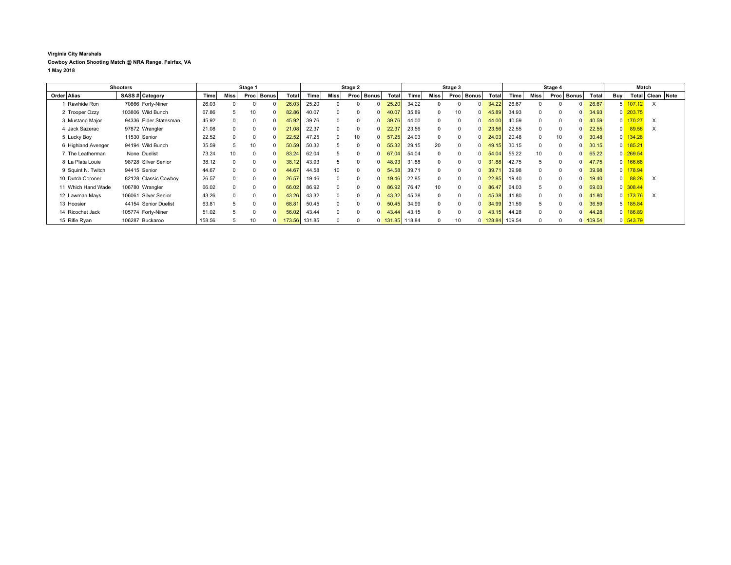**Virginia City Marshals**

**Cowboy Action Shooting Match @ NRA Range, Fairfax, VA**

**1 May 2018**

| Shooters | | | | Stage 1 | | | | | Stage 2 | | | | | Stage 3 | | | | | Stage 4 | | | | | Match | | | |
|---|---|---|---|---|---|---|---|---|---|---|---|---|---|---|---|---|---|---|---|---|---|---|---|---|---|---|---|
| Order | Alias | SASS # | Category | Time | Miss | Proc | Bonus | Total | Time | Miss | Proc | Bonus | Total | Time | Miss | Proc | Bonus | Total | Time | Miss | Proc | Bonus | Total | Buy | Total | Clean | Note |
| 1 | Rawhide Ron | 70866 | Forty-Niner | 26.03 | 0 | 0 | 0 | 26.03 | 25.20 | 0 | 0 | 0 | 25.20 | 34.22 | 0 | 0 | 0 | 34.22 | 26.67 | 0 | 0 | 0 | 26.67 | 5 | 107.12 | X | |
| 2 | Trooper Ozzy | 103806 | Wild Bunch | 67.86 | 5 | 10 | 0 | 82.86 | 40.07 | 0 | 0 | 0 | 40.07 | 35.89 | 0 | 10 | 0 | 45.89 | 34.93 | 0 | 0 | 0 | 34.93 | 0 | 203.75 | | |
| 3 | Mustang Major | 94336 | Elder Statesman | 45.92 | 0 | 0 | 0 | 45.92 | 39.76 | 0 | 0 | 0 | 39.76 | 44.00 | 0 | 0 | 0 | 44.00 | 40.59 | 0 | 0 | 0 | 40.59 | 0 | 170.27 | X | |
| 4 | Jack Sazerac | 97872 | Wrangler | 21.08 | 0 | 0 | 0 | 21.08 | 22.37 | 0 | 0 | 0 | 22.37 | 23.56 | 0 | 0 | 0 | 23.56 | 22.55 | 0 | 0 | 0 | 22.55 | 0 | 89.56 | X | |
| 5 | Lucky Boy | 11530 | Senior | 22.52 | 0 | 0 | 0 | 22.52 | 47.25 | 0 | 10 | 0 | 57.25 | 24.03 | 0 | 0 | 0 | 24.03 | 20.48 | 0 | 10 | 0 | 30.48 | 0 | 134.28 | | |
| 6 | Highland Avenger | 94194 | Wild Bunch | 35.59 | 5 | 10 | 0 | 50.59 | 50.32 | 5 | 0 | 0 | 55.32 | 29.15 | 20 | 0 | 0 | 49.15 | 30.15 | 0 | 0 | 0 | 30.15 | 0 | 185.21 | | |
| 7 | The Leatherman | None | Duelist | 73.24 | 10 | 0 | 0 | 83.24 | 62.04 | 5 | 0 | 0 | 67.04 | 54.04 | 0 | 0 | 0 | 54.04 | 55.22 | 10 | 0 | 0 | 65.22 | 0 | 269.54 | | |
| 8 | La Plata Louie | 98728 | Silver Senior | 38.12 | 0 | 0 | 0 | 38.12 | 43.93 | 5 | 0 | 0 | 48.93 | 31.88 | 0 | 0 | 0 | 31.88 | 42.75 | 5 | 0 | 0 | 47.75 | 0 | 166.68 | | |
| 9 | Squint N. Twitch | 94415 | Senior | 44.67 | 0 | 0 | 0 | 44.67 | 44.58 | 10 | 0 | 0 | 54.58 | 39.71 | 0 | 0 | 0 | 39.71 | 39.98 | 0 | 0 | 0 | 39.98 | 0 | 178.94 | | |
| 10 | Dutch Coroner | 82128 | Classic Cowboy | 26.57 | 0 | 0 | 0 | 26.57 | 19.46 | 0 | 0 | 0 | 19.46 | 22.85 | 0 | 0 | 0 | 22.85 | 19.40 | 0 | 0 | 0 | 19.40 | 0 | 88.28 | X | |
| 11 | Which Hand Wade | 106780 | Wrangler | 66.02 | 0 | 0 | 0 | 66.02 | 86.92 | 0 | 0 | 0 | 86.92 | 76.47 | 10 | 0 | 0 | 86.47 | 64.03 | 5 | 0 | 0 | 69.03 | 0 | 308.44 | | |
| 12 | Lawman Mays | 106061 | Silver Senior | 43.26 | 0 | 0 | 0 | 43.26 | 43.32 | 0 | 0 | 0 | 43.32 | 45.38 | 0 | 0 | 0 | 45.38 | 41.80 | 0 | 0 | 0 | 41.80 | 0 | 173.76 | X | |
| 13 | Hoosier | 44154 | Senior Duelist | 63.81 | 5 | 0 | 0 | 68.81 | 50.45 | 0 | 0 | 0 | 50.45 | 34.99 | 0 | 0 | 0 | 34.99 | 31.59 | 5 | 0 | 0 | 36.59 | 5 | 185.84 | | |
| 14 | Ricochet Jack | 105774 | Forty-Niner | 51.02 | 5 | 0 | 0 | 56.02 | 43.44 | 0 | 0 | 0 | 43.44 | 43.15 | 0 | 0 | 0 | 43.15 | 44.28 | 0 | 0 | 0 | 44.28 | 0 | 186.89 | | |
| 15 | Rifle Ryan | 106287 | Buckaroo | 158.56 | 5 | 10 | 0 | 173.56 | 131.85 | 0 | 0 | 0 | 131.85 | 118.84 | 0 | 10 | 0 | 128.84 | 109.54 | 0 | 0 | 0 | 109.54 | 0 | 543.79 | | |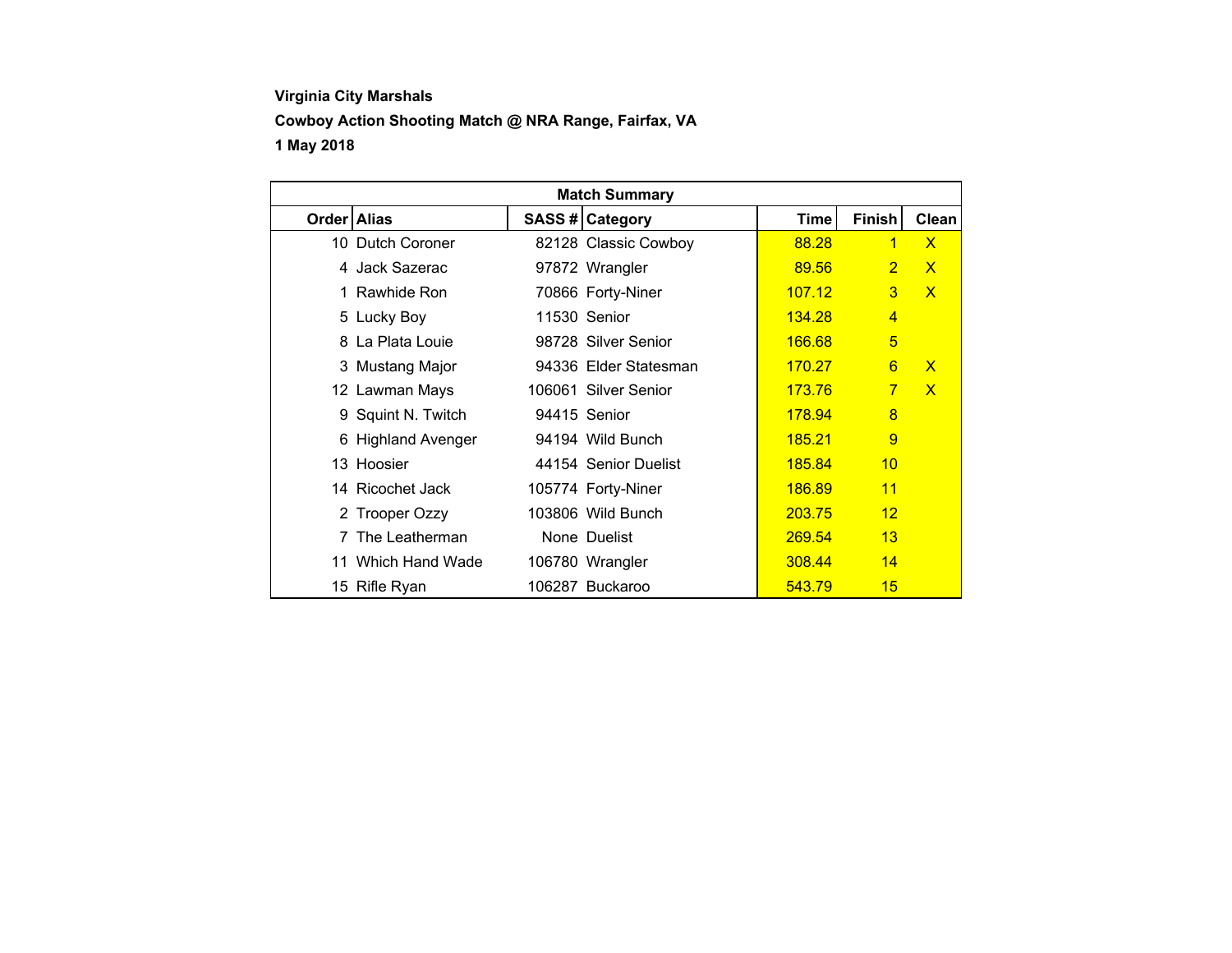**Virginia City Marshals**

**Cowboy Action Shooting Match @ NRA Range, Fairfax, VA**

**1 May 2018**

**Match Summary**

| Order | Alias | SASS # | Category | Time | Finish | Clean |
|---|---|---|---|---|---|---|
| 10 | Dutch Coroner | 82128 | Classic Cowboy | 88.28 | 1 | X |
| 4 | Jack Sazerac | 97872 | Wrangler | 89.56 | 2 | X |
| 1 | Rawhide Ron | 70866 | Forty-Niner | 107.12 | 3 | X |
| 5 | Lucky Boy | 11530 | Senior | 134.28 | 4 | |
| 8 | La Plata Louie | 98728 | Silver Senior | 166.68 | 5 | |
| 3 | Mustang Major | 94336 | Elder Statesman | 170.27 | 6 | X |
| 12 | Lawman Mays | 106061 | Silver Senior | 173.76 | 7 | X |
| 9 | Squint N. Twitch | 94415 | Senior | 178.94 | 8 | |
| 6 | Highland Avenger | 94194 | Wild Bunch | 185.21 | 9 | |
| 13 | Hoosier | 44154 | Senior Duelist | 185.84 | 10 | |
| 14 | Ricochet Jack | 105774 | Forty-Niner | 186.89 | 11 | |
| 2 | Trooper Ozzy | 103806 | Wild Bunch | 203.75 | 12 | |
| 7 | The Leatherman | None | Duelist | 269.54 | 13 | |
| 11 | Which Hand Wade | 106780 | Wrangler | 308.44 | 14 | |
| 15 | Rifle Ryan | 106287 | Buckaroo | 543.79 | 15 | |